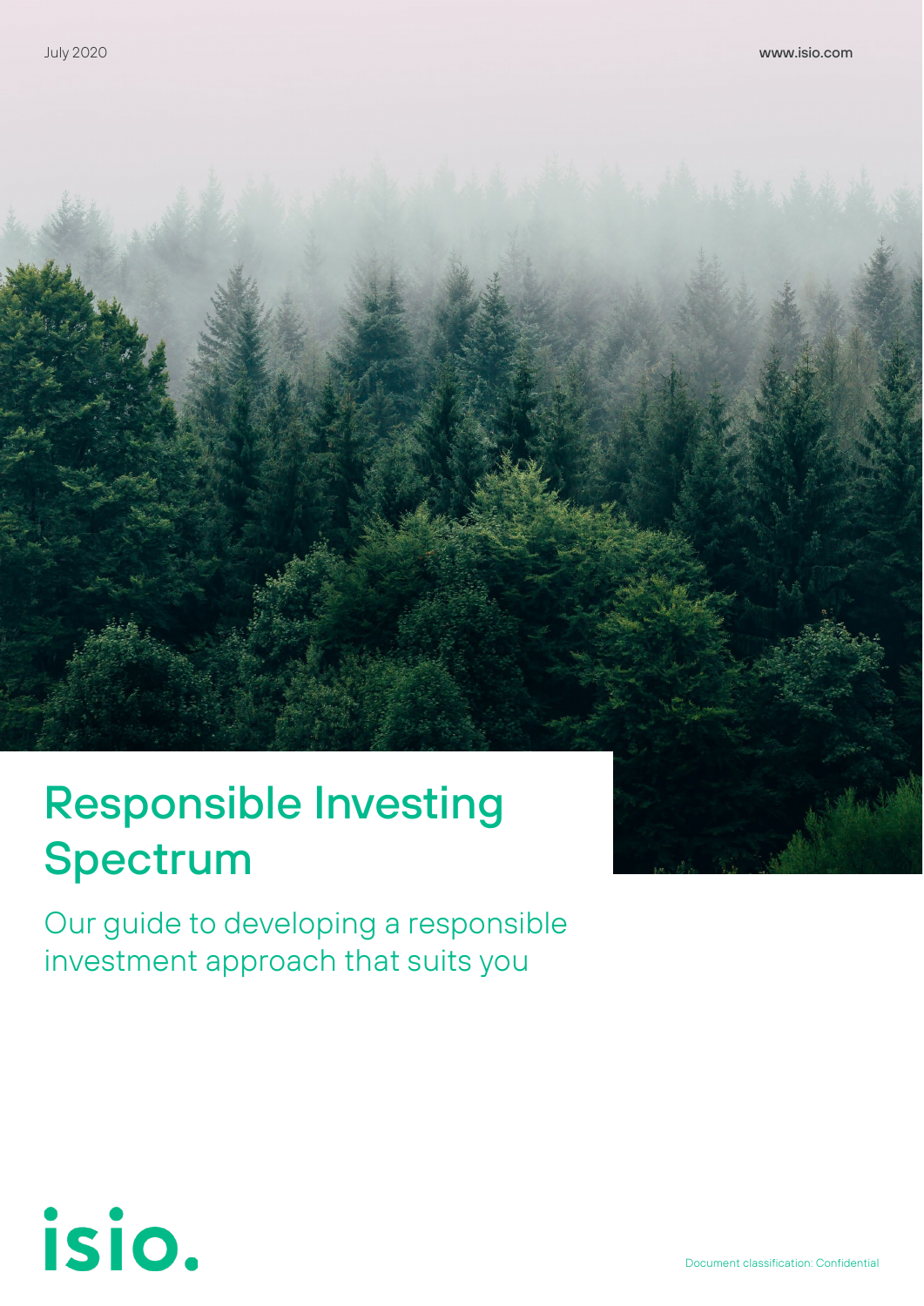July 2020

www.isio.com

# Responsible Investing Spectrum

Our guide to developing a responsible investment approach that suits you

isio.

Document classification: Confidential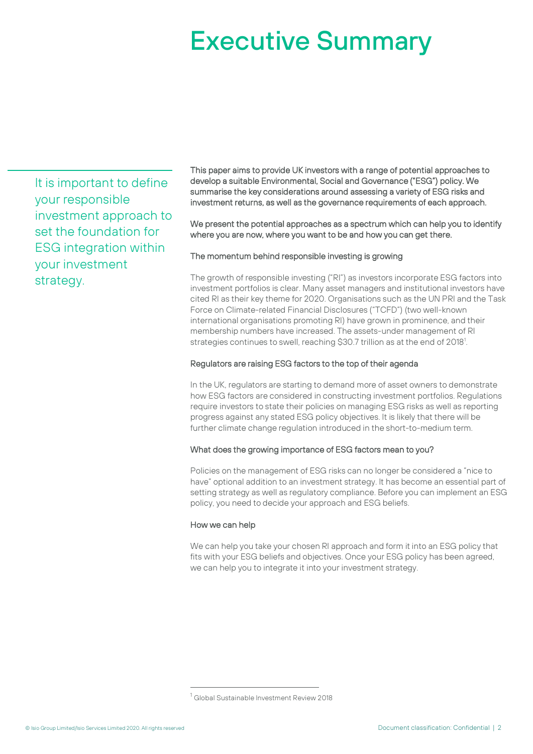# Executive Summary

It is important to define your responsible investment approach to set the foundation for ESG integration within your investment strategy.

This paper aims to provide UK investors with a range of potential approaches to develop a suitable Environmental, Social and Governance ("ESG") policy. We summarise the key considerations around assessing a variety of ESG risks and investment returns, as well as the governance requirements of each approach.

We present the potential approaches as a spectrum which can help you to identify where you are now, where you want to be and how you can get there.

### The momentum behind responsible investing is growing

The growth of responsible investing ("RI") as investors incorporate ESG factors into investment portfolios is clear. Many asset managers and institutional investors have cited RI as their key theme for 2020. Organisations such as the UN PRI and the Task Force on Climate-related Financial Disclosures ("TCFD") (two well-known international organisations promoting RI) have grown in prominence, and their membership numbers have increased. The assets-under management of RI strategies continues to swell, reaching $30.7 trillion as at the end of 2018[1].

### Regulators are raising ESG factors to the top of their agenda

In the UK, regulators are starting to demand more of asset owners to demonstrate how ESG factors are considered in constructing investment portfolios. Regulations require investors to state their policies on managing ESG risks as well as reporting progress against any stated ESG policy objectives. It is likely that there will be further climate change regulation introduced in the short-to-medium term.

### What does the growing importance of ESG factors mean to you?

Policies on the management of ESG risks can no longer be considered a "nice to have" optional addition to an investment strategy. It has become an essential part of setting strategy as well as regulatory compliance. Before you can implement an ESG policy, you need to decide your approach and ESG beliefs.

### How we can help

We can help you take your chosen RI approach and form it into an ESG policy that fits with your ESG beliefs and objectives. Once your ESG policy has been agreed, we can help you to integrate it into your investment strategy.

---

[1] Global Sustainable Investment Review 2018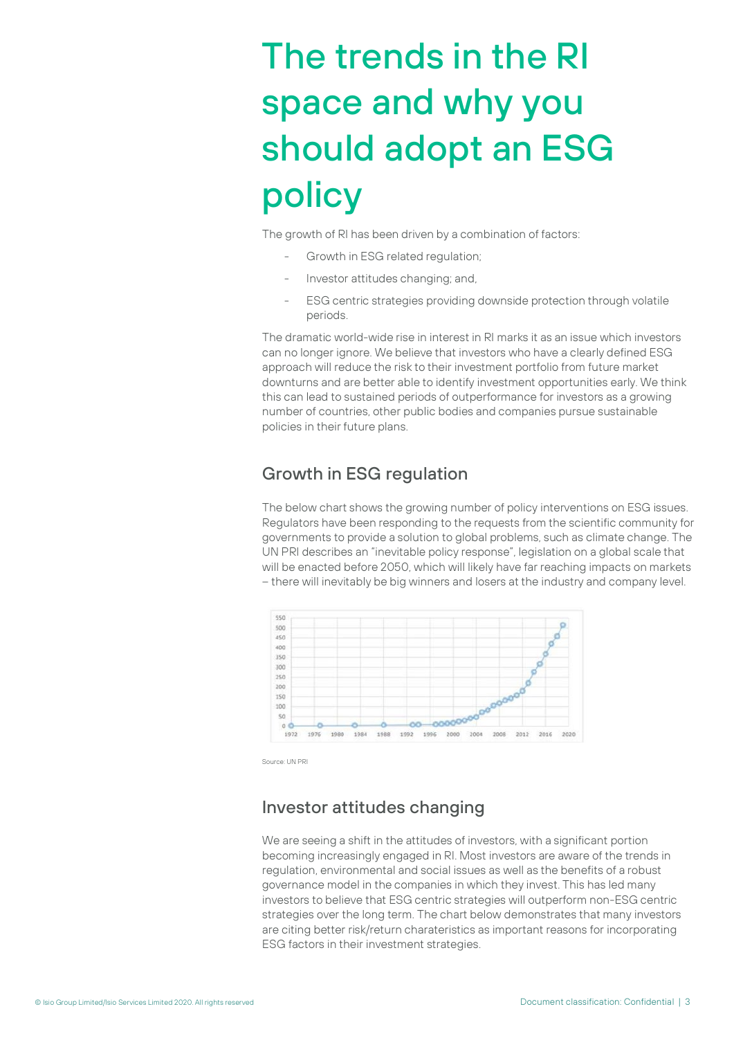# The trends in the RI space and why you should adopt an ESG policy

The growth of RI has been driven by a combination of factors:

- Growth in ESG related regulation;
- Investor attitudes changing; and,
- ESG centric strategies providing downside protection through volatile periods.

The dramatic world-wide rise in interest in RI marks it as an issue which investors can no longer ignore. We believe that investors who have a clearly defined ESG approach will reduce the risk to their investment portfolio from future market downturns and are better able to identify investment opportunities early. We think this can lead to sustained periods of outperformance for investors as a growing number of countries, other public bodies and companies pursue sustainable policies in their future plans.

## Growth in ESG regulation

The below chart shows the growing number of policy interventions on ESG issues. Regulators have been responding to the requests from the scientific community for governments to provide a solution to global problems, such as climate change. The UN PRI describes an "inevitable policy response", legislation on a global scale that will be enacted before 2050, which will likely have far reaching impacts on markets – there will inevitably be big winners and losers at the industry and company level.

Source: UN PRI

## Investor attitudes changing

We are seeing a shift in the attitudes of investors, with a significant portion becoming increasingly engaged in RI. Most investors are aware of the trends in regulation, environmental and social issues as well as the benefits of a robust governance model in the companies in which they invest. This has led many investors to believe that ESG centric strategies will outperform non-ESG centric strategies over the long term. The chart below demonstrates that many investors are citing better risk/return charateristics as important reasons for incorporating ESG factors in their investment strategies.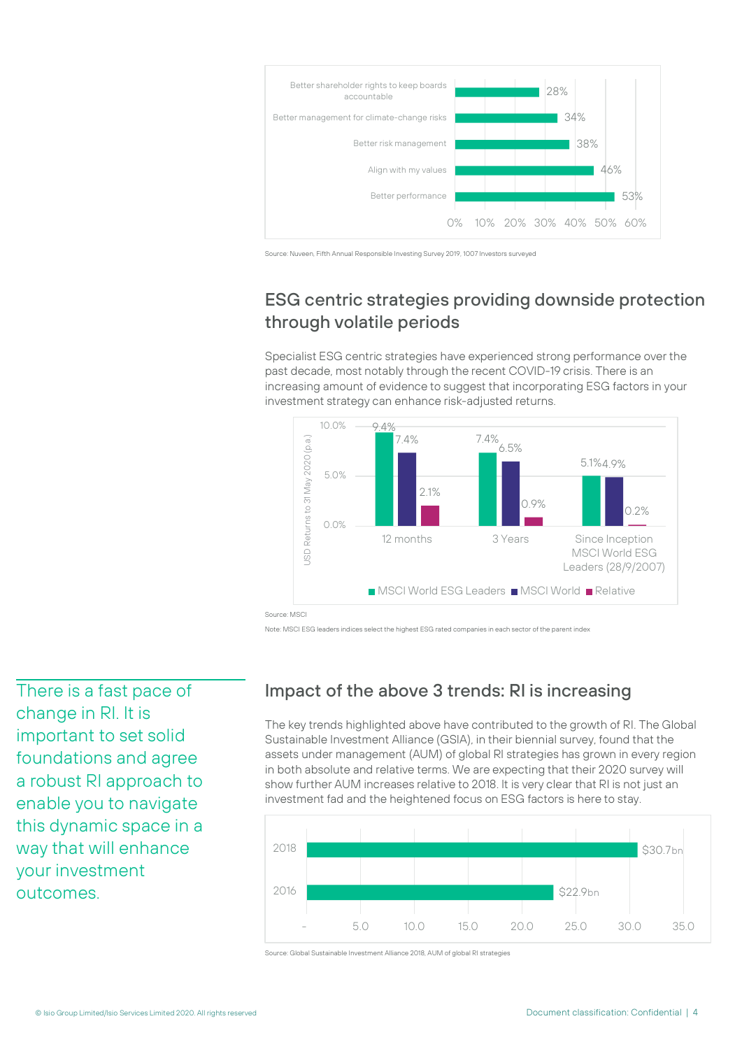| | |
|---|---|
| Better shareholder rights to keep boards accountable | 28% |
| Better management for climate-change risks | 34% |
| Better risk management | 38% |
| Align with my values | 46% |
| Better performance | 53% |

Source: Nuveen, Fifth Annual Responsible Investing Survey 2019, 1007 Investors surveyed

## ESG centric strategies providing downside protection through volatile periods

Specialist ESG centric strategies have experienced strong performance over the past decade, most notably through the recent COVID-19 crisis. There is an increasing amount of evidence to suggest that incorporating ESG factors in your investment strategy can enhance risk-adjusted returns.

USD Returns to 31 May 2020 (p.a)

| | MSCI World ESG Leaders | MSCI World | Relative |
|---|---|---|---|
| 12 months | 9.4% | 7.4% | 2.1% |
| 3 Years | 7.4% | 6.5% | 0.9% |
| Since Inception MSCI World ESG Leaders (28/9/2007) | 5.1% | 4.9% | 0.2% |

Source: MSCI

Note: MSCI ESG leaders indices select the highest ESG rated companies in each sector of the parent index

There is a fast pace of change in RI. It is important to set solid foundations and agree a robust RI approach to enable you to navigate this dynamic space in a way that will enhance your investment outcomes.

## Impact of the above 3 trends: RI is increasing

The key trends highlighted above have contributed to the growth of RI. The Global Sustainable Investment Alliance (GSIA), in their biennial survey, found that the assets under management (AUM) of global RI strategies has grown in every region in both absolute and relative terms. We are expecting that their 2020 survey will show further AUM increases relative to 2018. It is very clear that RI is not just an investment fad and the heightened focus on ESG factors is here to stay.

| | |
|---|---|
| 2018 | $30.7bn |
| 2016 | $22.9bn |

Source: Global Sustainable Investment Alliance 2018, AUM of global RI strategies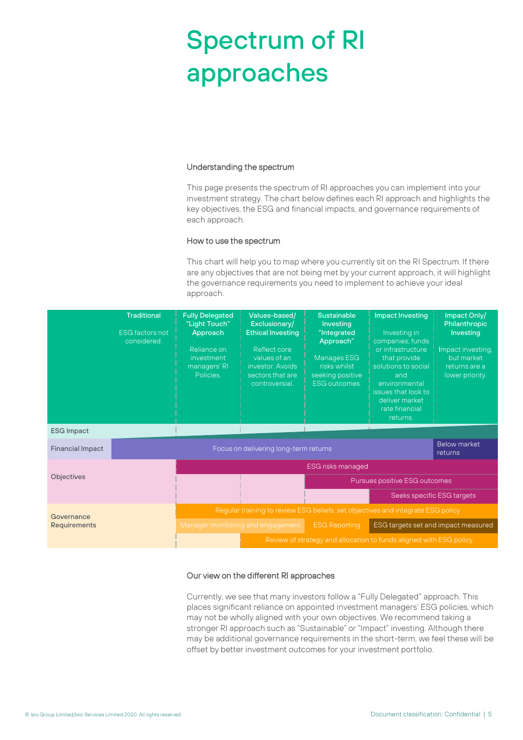# Spectrum of RI approaches

### Understanding the spectrum

This page presents the spectrum of RI approaches you can implement into your investment strategy. The chart below defines each RI approach and highlights the key objectives, the ESG and financial impacts, and governance requirements of each approach.

### How to use the spectrum

This chart will help you to map where you currently sit on the RI Spectrum. If there are any objectives that are not being met by your current approach, it will highlight the governance requirements you need to implement to achieve your ideal approach.

| | Traditional | Fully Delegated "Light Touch" Approach | Values-based/ Exclusionary/ Ethical Investing | Sustainable Investing "Integrated Approach" | Impact Investing | Impact Only/ Philanthropic Investing |
|---|---|---|---|---|---|---|
| | ESG factors not considered. | Reliance on investment managers' RI Policies. | Reflect core values of an investor. Avoids sectors that are controversial. | Manages ESG risks whilst seeking positive ESG outcomes. | Investing in companies, funds or infrastructure that provide solutions to social and environmental issues that look to deliver market rate financial returns. | Impact investing, but market returns are a lower priority. |
| ESG Impact | | | | | | |
| Financial Impact | Focus on delivering long-term returns | | | | | Below market returns |
| Objectives | | ESG risks managed | | | | |
| | | | | Pursues positive ESG outcomes | | |
| | | | | | Seeks specific ESG targets | |
| Governance Requirements | | Regular training to review ESG beliefs, set objectives and integrate ESG policy | | | | |
| | | Manager monitoring and engagement | | ESG Reporting | ESG targets set and impact measured | |
| | | | Review of strategy and allocation to funds aligned with ESG policy | | | |

### Our view on the different RI approaches

Currently, we see that many investors follow a "Fully Delegated" approach. This places significant reliance on appointed investment managers' ESG policies, which may not be wholly aligned with your own objectives. We recommend taking a stronger RI approach such as "Sustainable" or "Impact" investing. Although there may be additional governance requirements in the short-term, we feel these will be offset by better investment outcomes for your investment portfolio.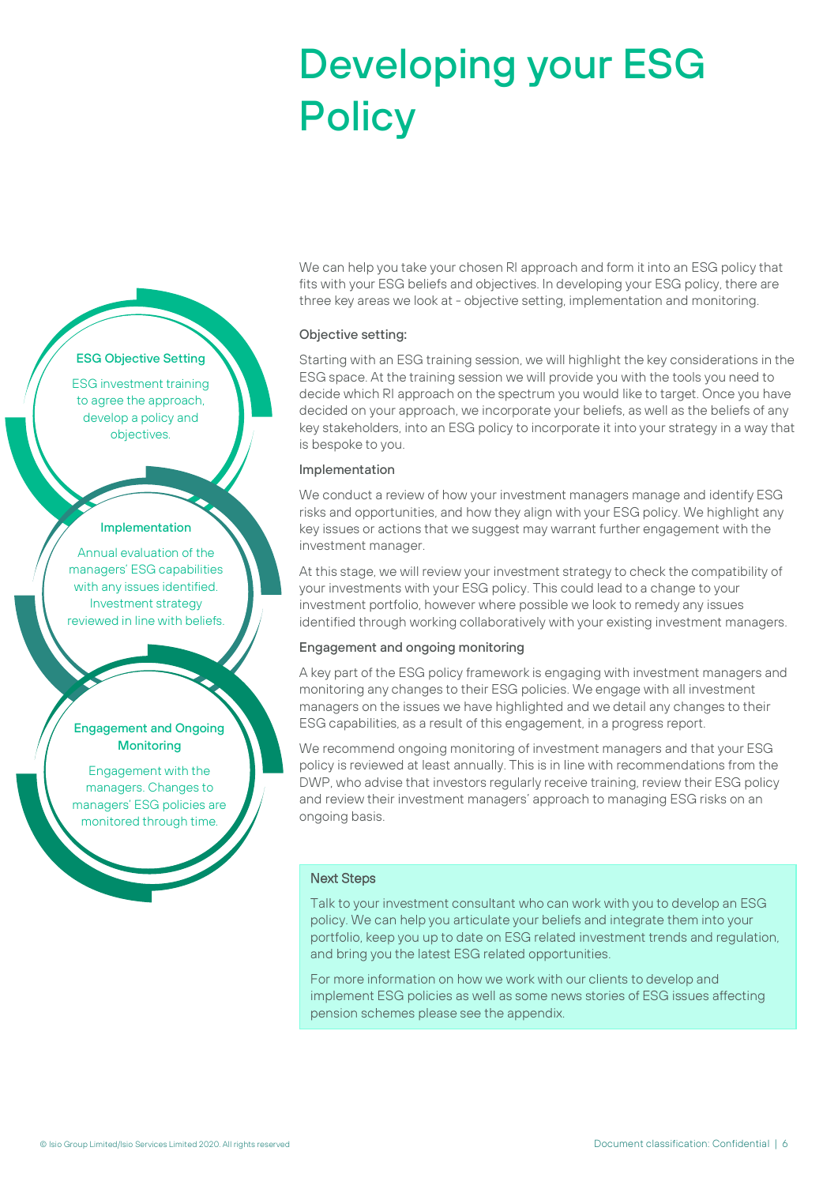# Developing your ESG Policy

**ESG Objective Setting**

ESG investment training to agree the approach, develop a policy and objectives.

**Implementation**

Annual evaluation of the managers' ESG capabilities with any issues identified. Investment strategy reviewed in line with beliefs.

**Engagement and Ongoing Monitoring**

Engagement with the managers. Changes to managers' ESG policies are monitored through time.

We can help you take your chosen RI approach and form it into an ESG policy that fits with your ESG beliefs and objectives. In developing your ESG policy, there are three key areas we look at - objective setting, implementation and monitoring.

### Objective setting:

Starting with an ESG training session, we will highlight the key considerations in the ESG space. At the training session we will provide you with the tools you need to decide which RI approach on the spectrum you would like to target. Once you have decided on your approach, we incorporate your beliefs, as well as the beliefs of any key stakeholders, into an ESG policy to incorporate it into your strategy in a way that is bespoke to you.

### Implementation

We conduct a review of how your investment managers manage and identify ESG risks and opportunities, and how they align with your ESG policy. We highlight any key issues or actions that we suggest may warrant further engagement with the investment manager.

At this stage, we will review your investment strategy to check the compatibility of your investments with your ESG policy. This could lead to a change to your investment portfolio, however where possible we look to remedy any issues identified through working collaboratively with your existing investment managers.

### Engagement and ongoing monitoring

A key part of the ESG policy framework is engaging with investment managers and monitoring any changes to their ESG policies. We engage with all investment managers on the issues we have highlighted and we detail any changes to their ESG capabilities, as a result of this engagement, in a progress report.

We recommend ongoing monitoring of investment managers and that your ESG policy is reviewed at least annually. This is in line with recommendations from the DWP, who advise that investors regularly receive training, review their ESG policy and review their investment managers' approach to managing ESG risks on an ongoing basis.

### Next Steps

Talk to your investment consultant who can work with you to develop an ESG policy. We can help you articulate your beliefs and integrate them into your portfolio, keep you up to date on ESG related investment trends and regulation, and bring you the latest ESG related opportunities.

For more information on how we work with our clients to develop and implement ESG policies as well as some news stories of ESG issues affecting pension schemes please see the appendix.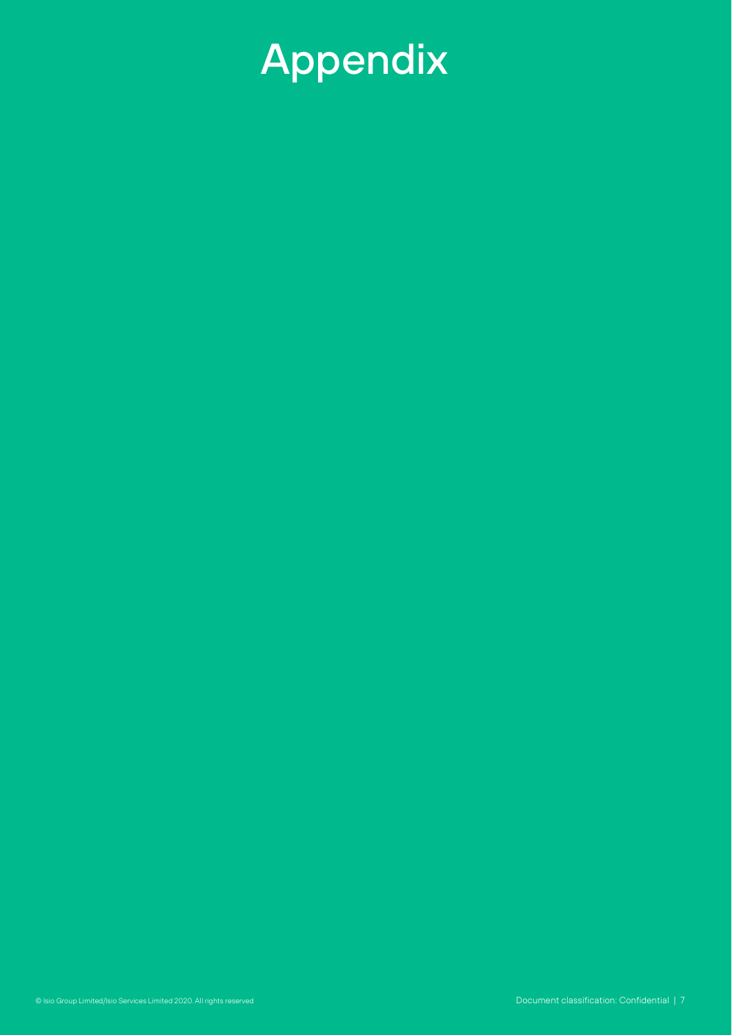# Appendix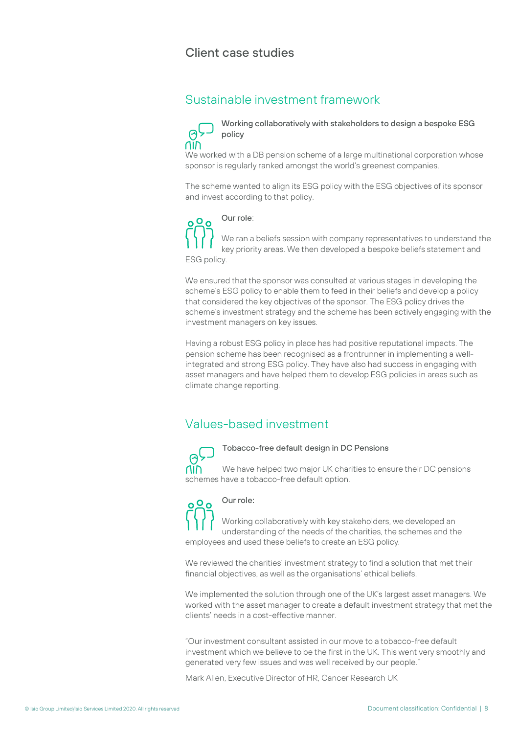# Client case studies

## Sustainable investment framework

**Working collaboratively with stakeholders to design a bespoke ESG policy**

We worked with a DB pension scheme of a large multinational corporation whose sponsor is regularly ranked amongst the world's greenest companies.

The scheme wanted to align its ESG policy with the ESG objectives of its sponsor and invest according to that policy.

**Our role**:

We ran a beliefs session with company representatives to understand the key priority areas. We then developed a bespoke beliefs statement and ESG policy.

We ensured that the sponsor was consulted at various stages in developing the scheme's ESG policy to enable them to feed in their beliefs and develop a policy that considered the key objectives of the sponsor. The ESG policy drives the scheme's investment strategy and the scheme has been actively engaging with the investment managers on key issues.

Having a robust ESG policy in place has had positive reputational impacts. The pension scheme has been recognised as a frontrunner in implementing a well-integrated and strong ESG policy. They have also had success in engaging with asset managers and have helped them to develop ESG policies in areas such as climate change reporting.

## Values-based investment

**Tobacco-free default design in DC Pensions**

We have helped two major UK charities to ensure their DC pensions schemes have a tobacco-free default option.

**Our role:**

Working collaboratively with key stakeholders, we developed an understanding of the needs of the charities, the schemes and the employees and used these beliefs to create an ESG policy.

We reviewed the charities' investment strategy to find a solution that met their financial objectives, as well as the organisations' ethical beliefs.

We implemented the solution through one of the UK's largest asset managers. We worked with the asset manager to create a default investment strategy that met the clients' needs in a cost-effective manner.

"Our investment consultant assisted in our move to a tobacco-free default investment which we believe to be the first in the UK. This went very smoothly and generated very few issues and was well received by our people."

Mark Allen, Executive Director of HR, Cancer Research UK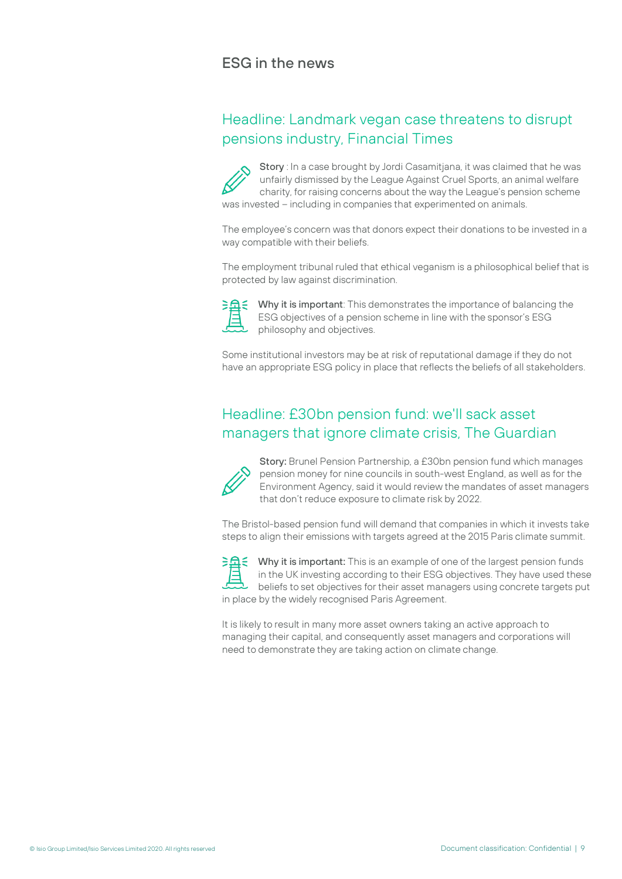## ESG in the news

### Headline: Landmark vegan case threatens to disrupt pensions industry, Financial Times

**Story** : In a case brought by Jordi Casamitjana, it was claimed that he was unfairly dismissed by the League Against Cruel Sports, an animal welfare charity, for raising concerns about the way the League's pension scheme was invested – including in companies that experimented on animals.

The employee's concern was that donors expect their donations to be invested in a way compatible with their beliefs.

The employment tribunal ruled that ethical veganism is a philosophical belief that is protected by law against discrimination.

**Why it is important**: This demonstrates the importance of balancing the ESG objectives of a pension scheme in line with the sponsor's ESG philosophy and objectives.

Some institutional investors may be at risk of reputational damage if they do not have an appropriate ESG policy in place that reflects the beliefs of all stakeholders.

### Headline: £30bn pension fund: we'll sack asset managers that ignore climate crisis, The Guardian

**Story:** Brunel Pension Partnership, a £30bn pension fund which manages pension money for nine councils in south-west England, as well as for the Environment Agency, said it would review the mandates of asset managers that don't reduce exposure to climate risk by 2022.

The Bristol-based pension fund will demand that companies in which it invests take steps to align their emissions with targets agreed at the 2015 Paris climate summit.

**Why it is important:** This is an example of one of the largest pension funds in the UK investing according to their ESG objectives. They have used these beliefs to set objectives for their asset managers using concrete targets put in place by the widely recognised Paris Agreement.

It is likely to result in many more asset owners taking an active approach to managing their capital, and consequently asset managers and corporations will need to demonstrate they are taking action on climate change.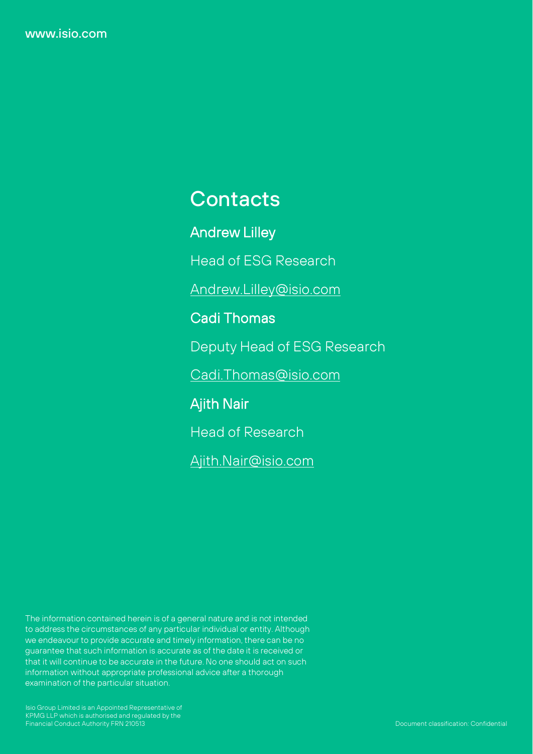www.isio.com

# Contacts

**Andrew Lilley**

Head of ESG Research

Andrew.Lilley@isio.com

**Cadi Thomas**

Deputy Head of ESG Research

Cadi.Thomas@isio.com

**Ajith Nair**

Head of Research

Ajith.Nair@isio.com

The information contained herein is of a general nature and is not intended to address the circumstances of any particular individual or entity. Although we endeavour to provide accurate and timely information, there can be no guarantee that such information is accurate as of the date it is received or that it will continue to be accurate in the future. No one should act on such information without appropriate professional advice after a thorough examination of the particular situation.

Isio Group Limited is an Appointed Representative of KPMG LLP which is authorised and regulated by the Financial Conduct Authority FRN 210513

Document classification: Confidential